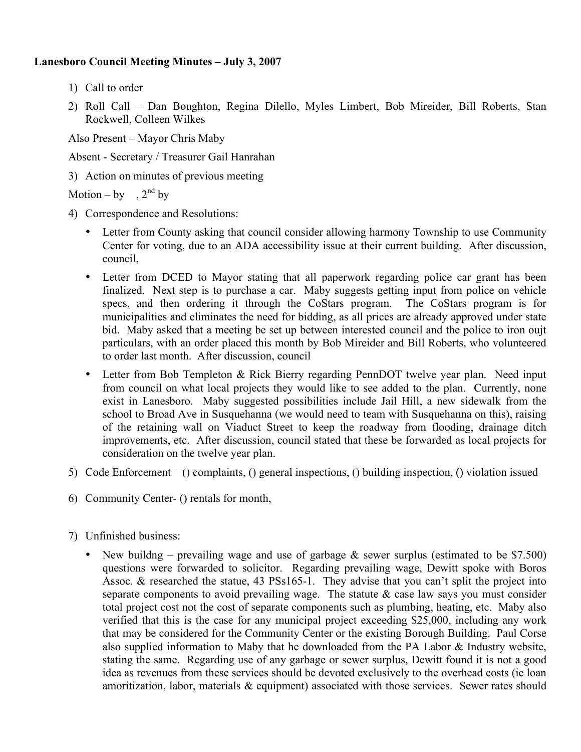**Lanesboro Council Meeting Minutes – July 3, 2007**

1) Call to order
2) Roll Call – Dan Boughton, Regina Dilello, Myles Limbert, Bob Mireider, Bill Roberts, Stan Rockwell, Colleen Wilkes

Also Present – Mayor Chris Maby

Absent - Secretary / Treasurer Gail Hanrahan

3) Action on minutes of previous meeting

Motion – by , 2nd by

4) Correspondence and Resolutions:
   - Letter from County asking that council consider allowing harmony Township to use Community Center for voting, due to an ADA accessibility issue at their current building. After discussion, council,
   - Letter from DCED to Mayor stating that all paperwork regarding police car grant has been finalized. Next step is to purchase a car. Maby suggests getting input from police on vehicle specs, and then ordering it through the CoStars program. The CoStars program is for municipalities and eliminates the need for bidding, as all prices are already approved under state bid. Maby asked that a meeting be set up between interested council and the police to iron oujt particulars, with an order placed this month by Bob Mireider and Bill Roberts, who volunteered to order last month. After discussion, council
   - Letter from Bob Templeton & Rick Bierry regarding PennDOT twelve year plan. Need input from council on what local projects they would like to see added to the plan. Currently, none exist in Lanesboro. Maby suggested possibilities include Jail Hill, a new sidewalk from the school to Broad Ave in Susquehanna (we would need to team with Susquehanna on this), raising of the retaining wall on Viaduct Street to keep the roadway from flooding, drainage ditch improvements, etc. After discussion, council stated that these be forwarded as local projects for consideration on the twelve year plan.
5) Code Enforcement – () complaints, () general inspections, () building inspection, () violation issued
6) Community Center- () rentals for month,
7) Unfinished business:
   - New buildng – prevailing wage and use of garbage & sewer surplus (estimated to be $7.500) questions were forwarded to solicitor. Regarding prevailing wage, Dewitt spoke with Boros Assoc. & researched the statue, 43 PSs165-1. They advise that you can't split the project into separate components to avoid prevailing wage. The statute & case law says you must consider total project cost not the cost of separate components such as plumbing, heating, etc. Maby also verified that this is the case for any municipal project exceeding $25,000, including any work that may be considered for the Community Center or the existing Borough Building. Paul Corse also supplied information to Maby that he downloaded from the PA Labor & Industry website, stating the same. Regarding use of any garbage or sewer surplus, Dewitt found it is not a good idea as revenues from these services should be devoted exclusively to the overhead costs (ie loan amoritization, labor, materials & equipment) associated with those services. Sewer rates should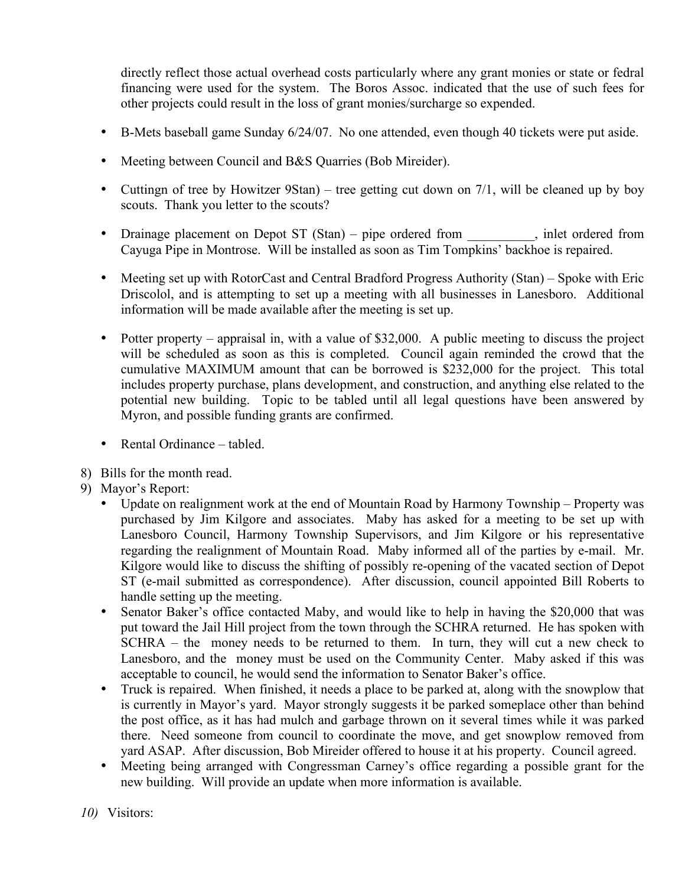directly reflect those actual overhead costs particularly where any grant monies or state or fedral financing were used for the system. The Boros Assoc. indicated that the use of such fees for other projects could result in the loss of grant monies/surcharge so expended.

- B-Mets baseball game Sunday 6/24/07. No one attended, even though 40 tickets were put aside.
- Meeting between Council and B&S Quarries (Bob Mireider).
- Cuttingn of tree by Howitzer 9Stan) – tree getting cut down on 7/1, will be cleaned up by boy scouts. Thank you letter to the scouts?
- Drainage placement on Depot ST (Stan) – pipe ordered from __________, inlet ordered from Cayuga Pipe in Montrose. Will be installed as soon as Tim Tompkins' backhoe is repaired.
- Meeting set up with RotorCast and Central Bradford Progress Authority (Stan) – Spoke with Eric Driscolol, and is attempting to set up a meeting with all businesses in Lanesboro. Additional information will be made available after the meeting is set up.
- Potter property – appraisal in, with a value of $32,000. A public meeting to discuss the project will be scheduled as soon as this is completed. Council again reminded the crowd that the cumulative MAXIMUM amount that can be borrowed is $232,000 for the project. This total includes property purchase, plans development, and construction, and anything else related to the potential new building. Topic to be tabled until all legal questions have been answered by Myron, and possible funding grants are confirmed.
- Rental Ordinance – tabled.

8) Bills for the month read.
9) Mayor's Report:
   - Update on realignment work at the end of Mountain Road by Harmony Township – Property was purchased by Jim Kilgore and associates. Maby has asked for a meeting to be set up with Lanesboro Council, Harmony Township Supervisors, and Jim Kilgore or his representative regarding the realignment of Mountain Road. Maby informed all of the parties by e-mail. Mr. Kilgore would like to discuss the shifting of possibly re-opening of the vacated section of Depot ST (e-mail submitted as correspondence). After discussion, council appointed Bill Roberts to handle setting up the meeting.
   - Senator Baker's office contacted Maby, and would like to help in having the $20,000 that was put toward the Jail Hill project from the town through the SCHRA returned. He has spoken with SCHRA – the money needs to be returned to them. In turn, they will cut a new check to Lanesboro, and the money must be used on the Community Center. Maby asked if this was acceptable to council, he would send the information to Senator Baker's office.
   - Truck is repaired. When finished, it needs a place to be parked at, along with the snowplow that is currently in Mayor's yard. Mayor strongly suggests it be parked someplace other than behind the post office, as it has had mulch and garbage thrown on it several times while it was parked there. Need someone from council to coordinate the move, and get snowplow removed from yard ASAP. After discussion, Bob Mireider offered to house it at his property. Council agreed.
   - Meeting being arranged with Congressman Carney's office regarding a possible grant for the new building. Will provide an update when more information is available.

*10)* Visitors: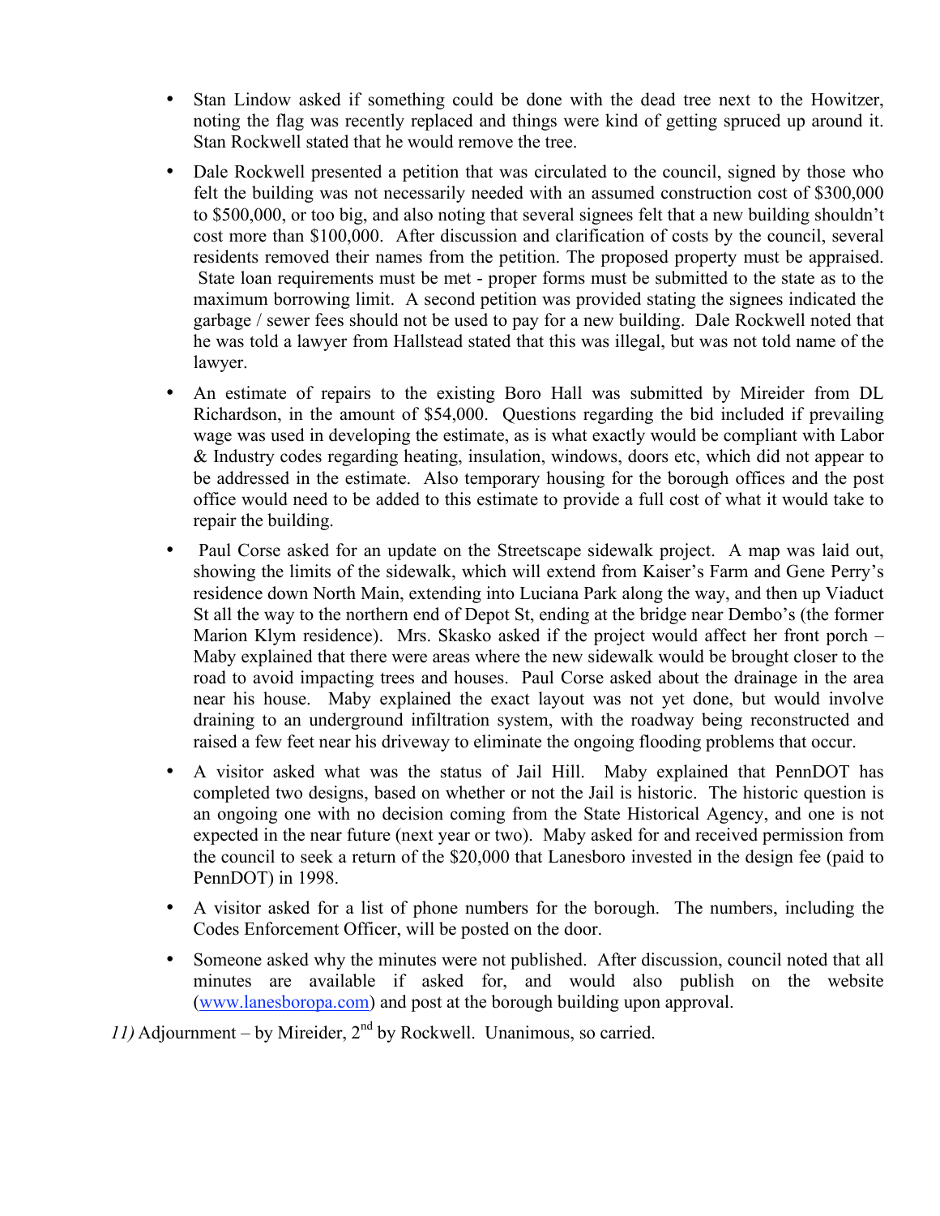- Stan Lindow asked if something could be done with the dead tree next to the Howitzer, noting the flag was recently replaced and things were kind of getting spruced up around it. Stan Rockwell stated that he would remove the tree.
- Dale Rockwell presented a petition that was circulated to the council, signed by those who felt the building was not necessarily needed with an assumed construction cost of $300,000 to $500,000, or too big, and also noting that several signees felt that a new building shouldn't cost more than $100,000. After discussion and clarification of costs by the council, several residents removed their names from the petition. The proposed property must be appraised. State loan requirements must be met - proper forms must be submitted to the state as to the maximum borrowing limit. A second petition was provided stating the signees indicated the garbage / sewer fees should not be used to pay for a new building. Dale Rockwell noted that he was told a lawyer from Hallstead stated that this was illegal, but was not told name of the lawyer.
- An estimate of repairs to the existing Boro Hall was submitted by Mireider from DL Richardson, in the amount of $54,000. Questions regarding the bid included if prevailing wage was used in developing the estimate, as is what exactly would be compliant with Labor & Industry codes regarding heating, insulation, windows, doors etc, which did not appear to be addressed in the estimate. Also temporary housing for the borough offices and the post office would need to be added to this estimate to provide a full cost of what it would take to repair the building.
- Paul Corse asked for an update on the Streetscape sidewalk project. A map was laid out, showing the limits of the sidewalk, which will extend from Kaiser's Farm and Gene Perry's residence down North Main, extending into Luciana Park along the way, and then up Viaduct St all the way to the northern end of Depot St, ending at the bridge near Dembo's (the former Marion Klym residence). Mrs. Skasko asked if the project would affect her front porch – Maby explained that there were areas where the new sidewalk would be brought closer to the road to avoid impacting trees and houses. Paul Corse asked about the drainage in the area near his house. Maby explained the exact layout was not yet done, but would involve draining to an underground infiltration system, with the roadway being reconstructed and raised a few feet near his driveway to eliminate the ongoing flooding problems that occur.
- A visitor asked what was the status of Jail Hill. Maby explained that PennDOT has completed two designs, based on whether or not the Jail is historic. The historic question is an ongoing one with no decision coming from the State Historical Agency, and one is not expected in the near future (next year or two). Maby asked for and received permission from the council to seek a return of the $20,000 that Lanesboro invested in the design fee (paid to PennDOT) in 1998.
- A visitor asked for a list of phone numbers for the borough. The numbers, including the Codes Enforcement Officer, will be posted on the door.
- Someone asked why the minutes were not published. After discussion, council noted that all minutes are available if asked for, and would also publish on the website (www.lanesboropa.com) and post at the borough building upon approval.

*11)* Adjournment – by Mireider, 2nd by Rockwell. Unanimous, so carried.